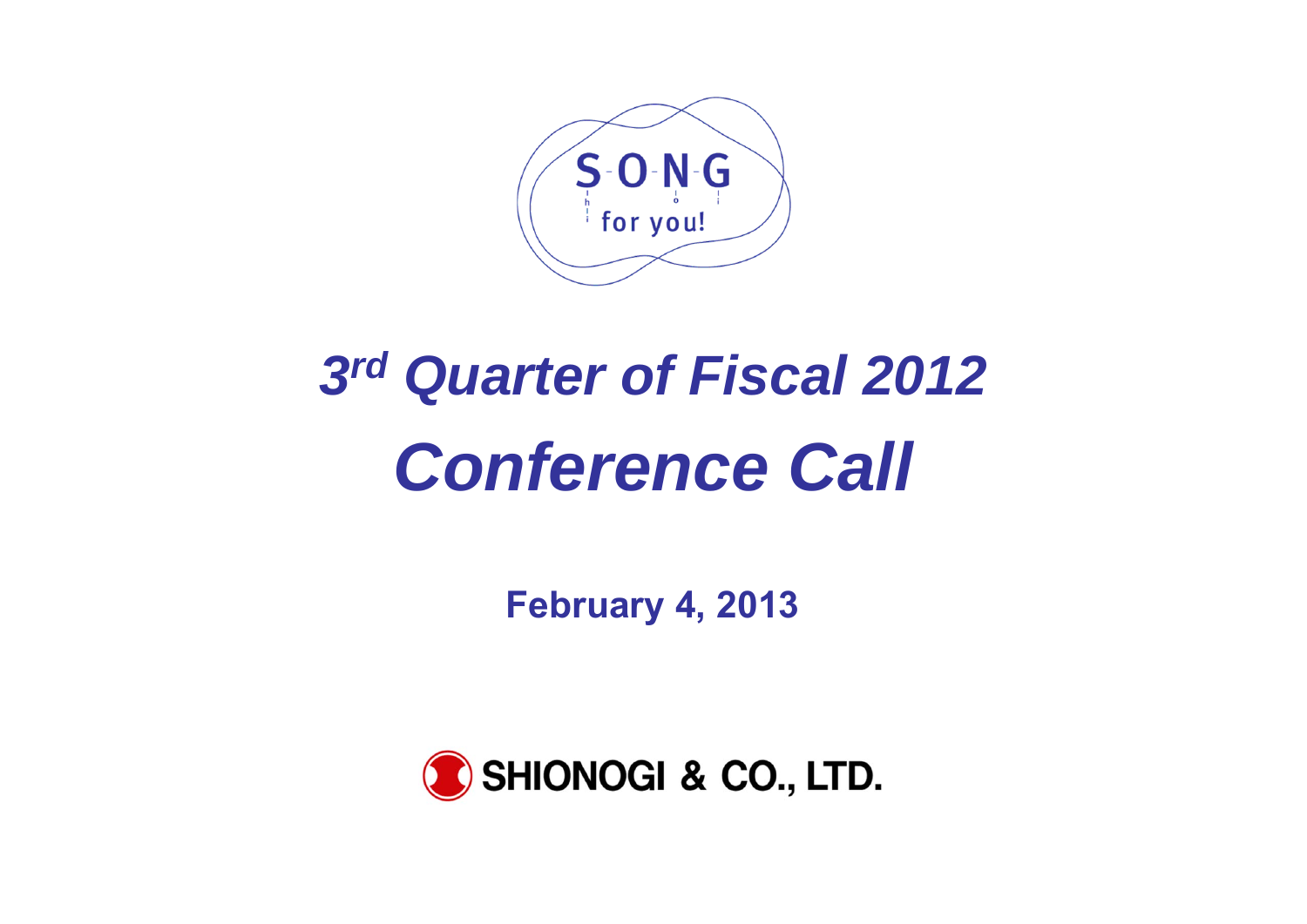S-O-N-G

Shi-o-no-gi for you!

# 3rd Quarter of Fiscal 2012

# Conference Call

**February 4, 2013**

SHIONOGI & CO., LTD.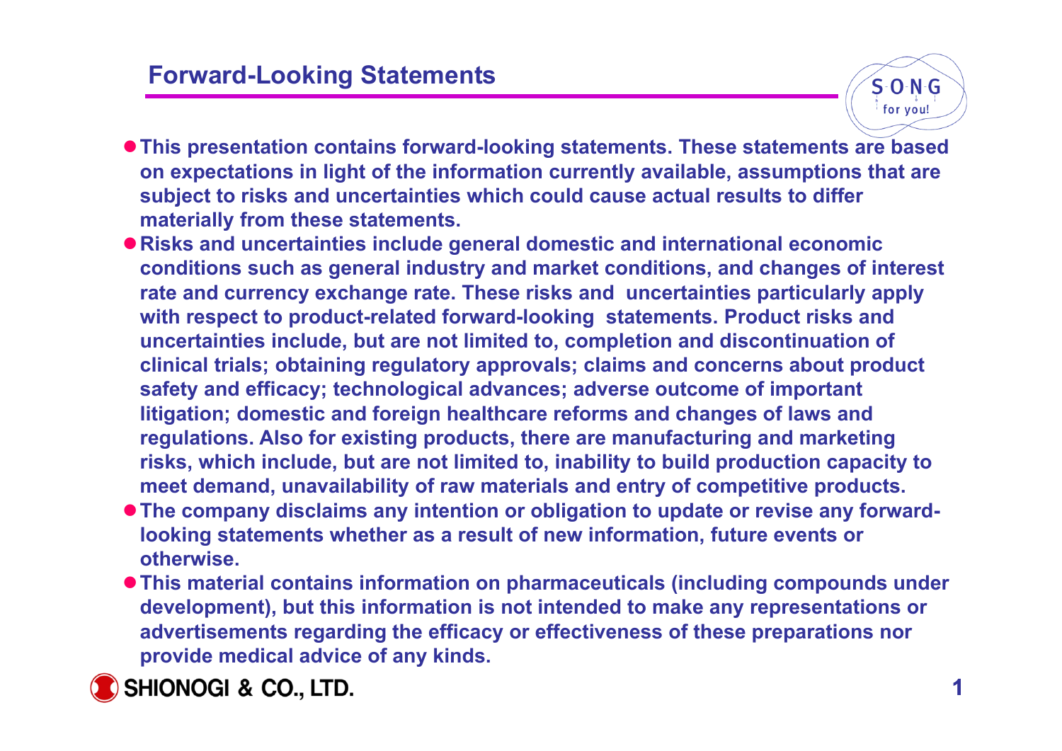## Forward-Looking Statements

SONG for you!

- **This presentation contains forward-looking statements. These statements are based on expectations in light of the information currently available, assumptions that are subject to risks and uncertainties which could cause actual results to differ materially from these statements.**
- **Risks and uncertainties include general domestic and international economic conditions such as general industry and market conditions, and changes of interest rate and currency exchange rate. These risks and uncertainties particularly apply with respect to product-related forward-looking statements. Product risks and uncertainties include, but are not limited to, completion and discontinuation of clinical trials; obtaining regulatory approvals; claims and concerns about product safety and efficacy; technological advances; adverse outcome of important litigation; domestic and foreign healthcare reforms and changes of laws and regulations. Also for existing products, there are manufacturing and marketing risks, which include, but are not limited to, inability to build production capacity to meet demand, unavailability of raw materials and entry of competitive products.**
- **The company disclaims any intention or obligation to update or revise any forward-looking statements whether as a result of new information, future events or otherwise.**
- **This material contains information on pharmaceuticals (including compounds under development), but this information is not intended to make any representations or advertisements regarding the efficacy or effectiveness of these preparations nor provide medical advice of any kinds.**

SHIONOGI & CO., LTD.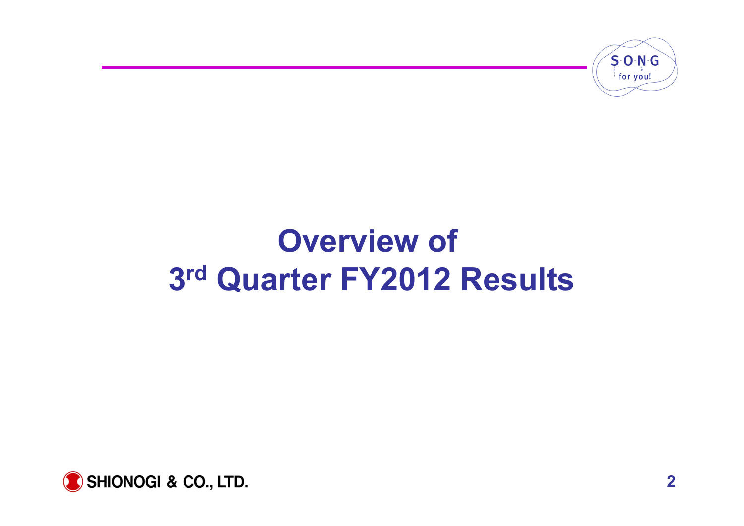# Overview of 3rd Quarter FY2012 Results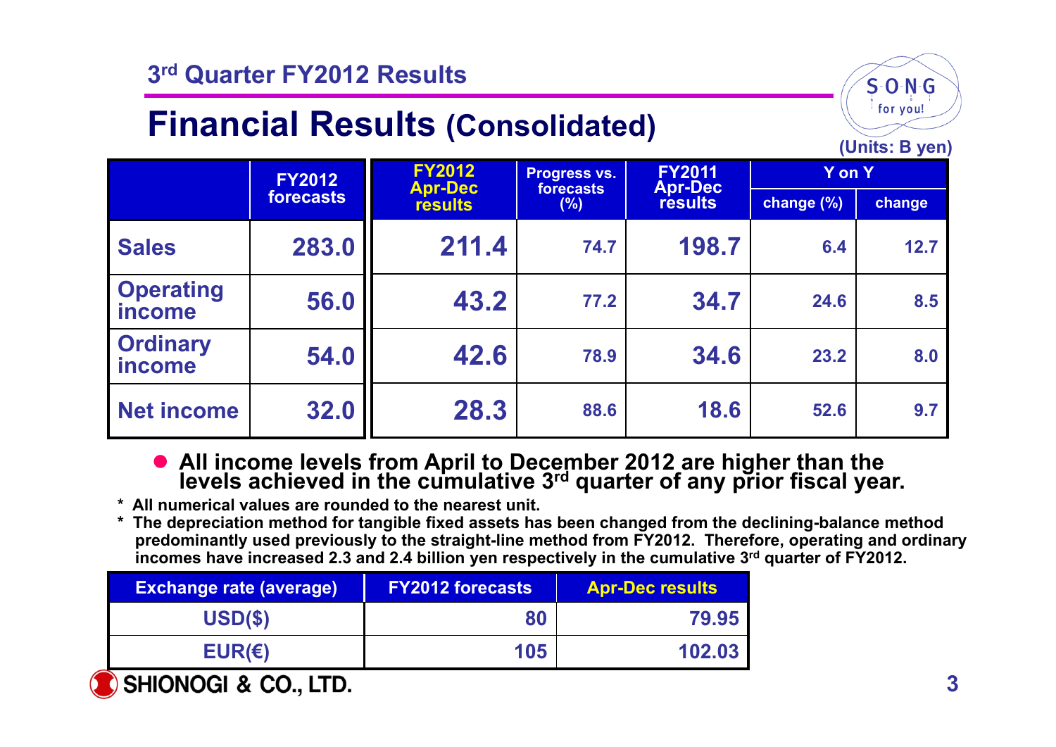3rd Quarter FY2012 Results

# Financial Results (Consolidated)

(Units: B yen)

| | FY2012 forecasts | FY2012 Apr-Dec results | Progress vs. forecasts (%) | FY2011 Apr-Dec results | Y on Y | |
|---|---|---|---|---|---|---|
| | | | | | change (%) | change |
| Sales | 283.0 | 211.4 | 74.7 | 198.7 | 6.4 | 12.7 |
| Operating income | 56.0 | 43.2 | 77.2 | 34.7 | 24.6 | 8.5 |
| Ordinary income | 54.0 | 42.6 | 78.9 | 34.6 | 23.2 | 8.0 |
| Net income | 32.0 | 28.3 | 88.6 | 18.6 | 52.6 | 9.7 |

- **All income levels from April to December 2012 are higher than the levels achieved in the cumulative 3rd quarter of any prior fiscal year.**

\* All numerical values are rounded to the nearest unit.

\* The depreciation method for tangible fixed assets has been changed from the declining-balance method predominantly used previously to the straight-line method from FY2012. Therefore, operating and ordinary incomes have increased 2.3 and 2.4 billion yen respectively in the cumulative 3rd quarter of FY2012.

| Exchange rate (average) | FY2012 forecasts | Apr-Dec results |
|---|---|---|
| USD($) | 80 | 79.95 |
| EUR(€) | 105 | 102.03 |

SHIONOGI & CO., LTD.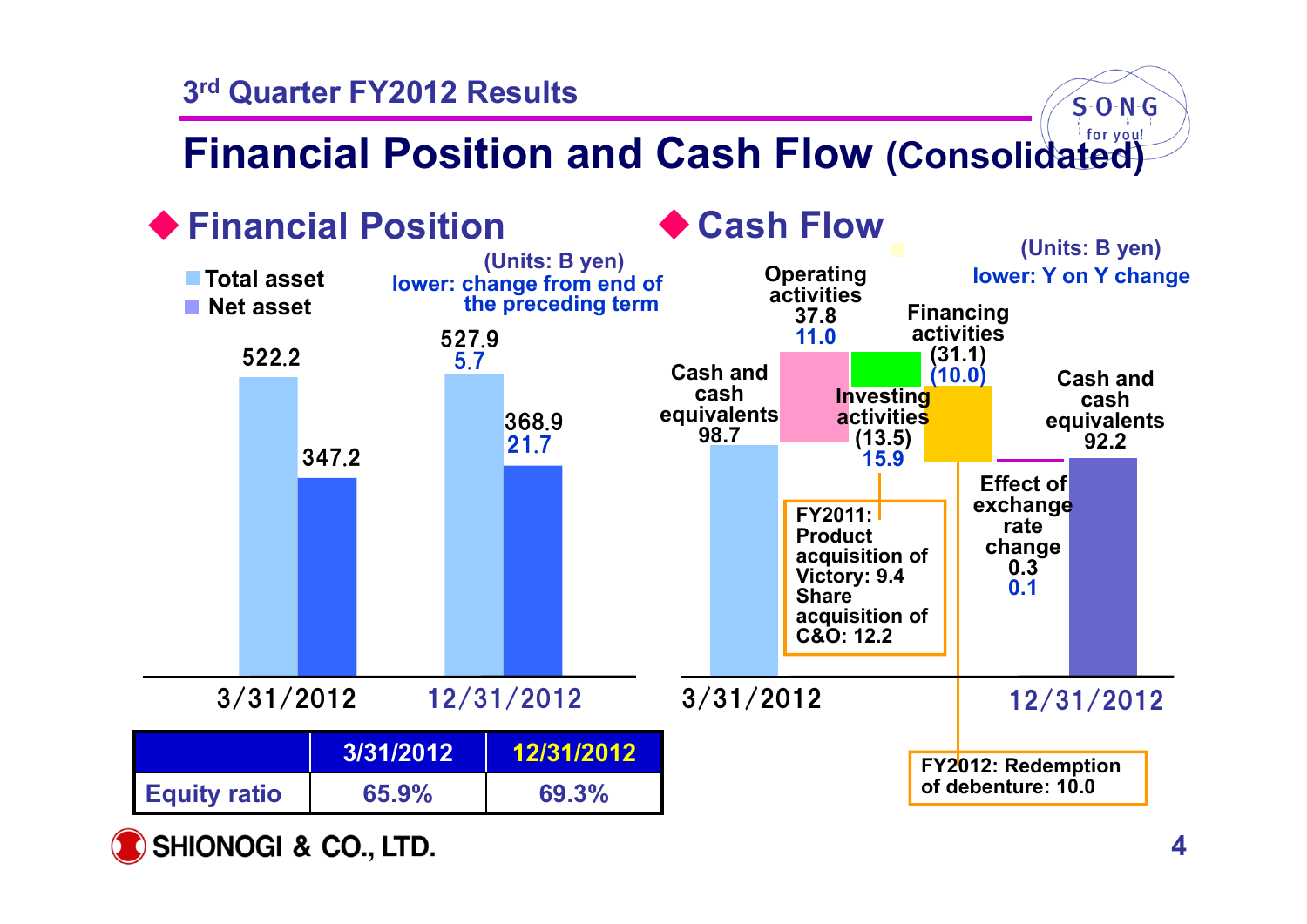# 3rd Quarter FY2012 Results

## Financial Position and Cash Flow (Consolidated)

### ◆ Financial Position

(Units: B yen)
lower: change from end of the preceding term

Total asset
Net asset

522.2
347.2
527.9
5.7
368.9
21.7

3/31/2012
12/31/2012

| | 3/31/2012 | 12/31/2012 |
|---|---|---|
| Equity ratio | 65.9% | 69.3% |

### ◆ Cash Flow

(Units: B yen)
lower: Y on Y change

Cash and cash equivalents
98.7

Operating activities
37.8
11.0

Investing activities
(13.5)
15.9

Financing activities
(31.1)
(10.0)

Effect of exchange rate change
0.3
0.1

Cash and cash equivalents
92.2

3/31/2012
12/31/2012

FY2011:
Product acquisition of Victory: 9.4
Share acquisition of C&O: 12.2

FY2012: Redemption of debenture: 10.0

SHIONOGI & CO., LTD.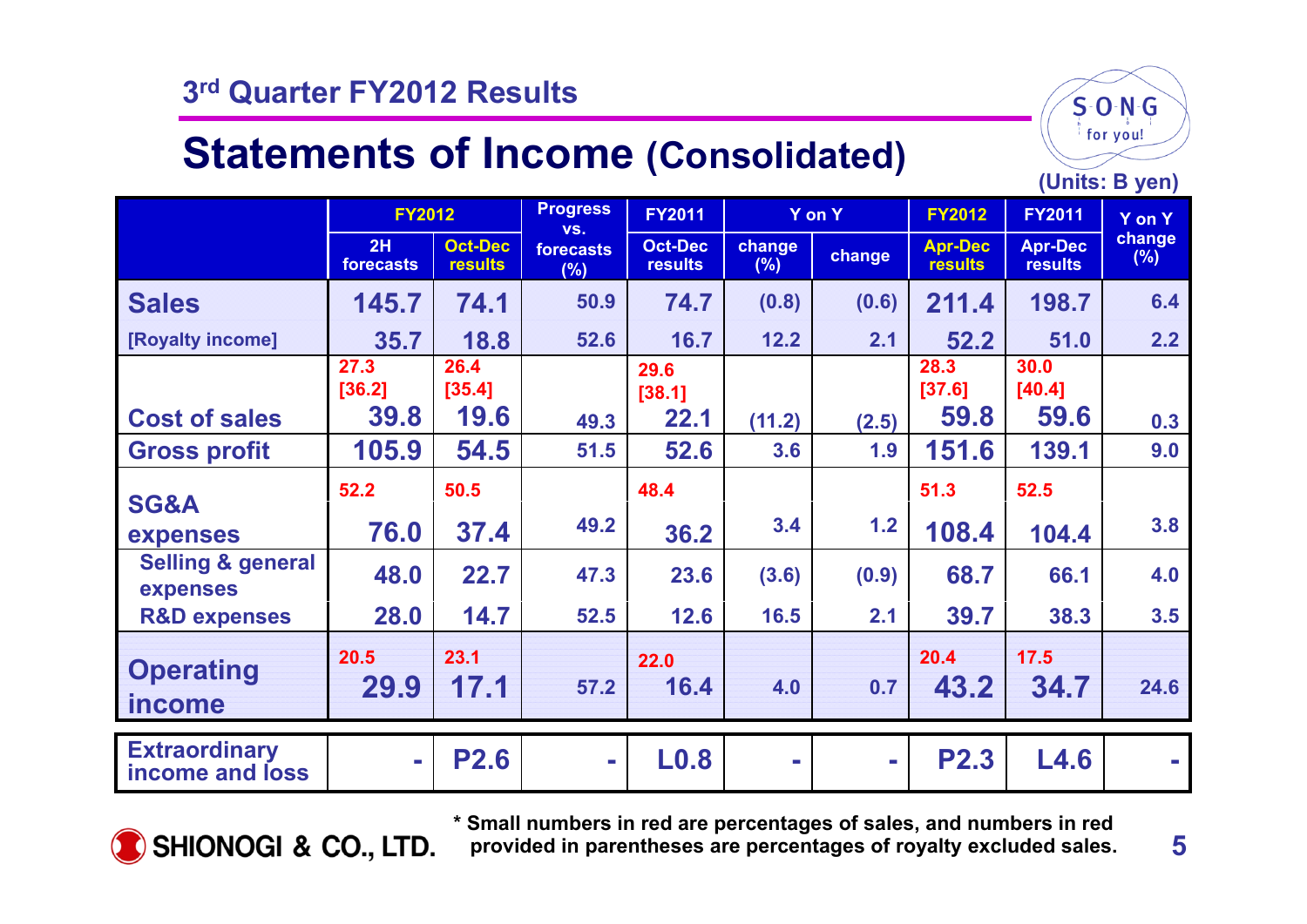## 3rd Quarter FY2012 Results

# Statements of Income (Consolidated)

(Units: B yen)

| | FY2012 | | Progress vs. forecasts (%) | FY2011 | Y on Y | | FY2012 | FY2011 | Y on Y change (%) |
|---|---|---|---|---|---|---|---|---|---|
| | 2H forecasts | Oct-Dec results | | Oct-Dec results | change (%) | change | Apr-Dec results | Apr-Dec results | |
| **Sales** | 145.7 | 74.1 | 50.9 | 74.7 | (0.8) | (0.6) | 211.4 | 198.7 | 6.4 |
| [Royalty income] | 35.7 | 18.8 | 52.6 | 16.7 | 12.2 | 2.1 | 52.2 | 51.0 | 2.2 |
| **Cost of sales** | 27.3 [36.2] 39.8 | 26.4 [35.4] 19.6 | 49.3 | 29.6 [38.1] 22.1 | (11.2) | (2.5) | 28.3 [37.6] 59.8 | 30.0 [40.4] 59.6 | 0.3 |
| **Gross profit** | 105.9 | 54.5 | 51.5 | 52.6 | 3.6 | 1.9 | 151.6 | 139.1 | 9.0 |
| **SG&A expenses** | 52.2 76.0 | 50.5 37.4 | 49.2 | 48.4 36.2 | 3.4 | 1.2 | 51.3 108.4 | 52.5 104.4 | 3.8 |
| Selling & general expenses | 48.0 | 22.7 | 47.3 | 23.6 | (3.6) | (0.9) | 68.7 | 66.1 | 4.0 |
| R&D expenses | 28.0 | 14.7 | 52.5 | 12.6 | 16.5 | 2.1 | 39.7 | 38.3 | 3.5 |
| **Operating income** | 20.5 29.9 | 23.1 17.1 | 57.2 | 22.0 16.4 | 4.0 | 0.7 | 20.4 43.2 | 17.5 34.7 | 24.6 |
| **Extraordinary income and loss** | - | P2.6 | - | L0.8 | - | - | P2.3 | L4.6 | - |

\* Small numbers in red are percentages of sales, and numbers in red provided in parentheses are percentages of royalty excluded sales.

SHIONOGI & CO., LTD.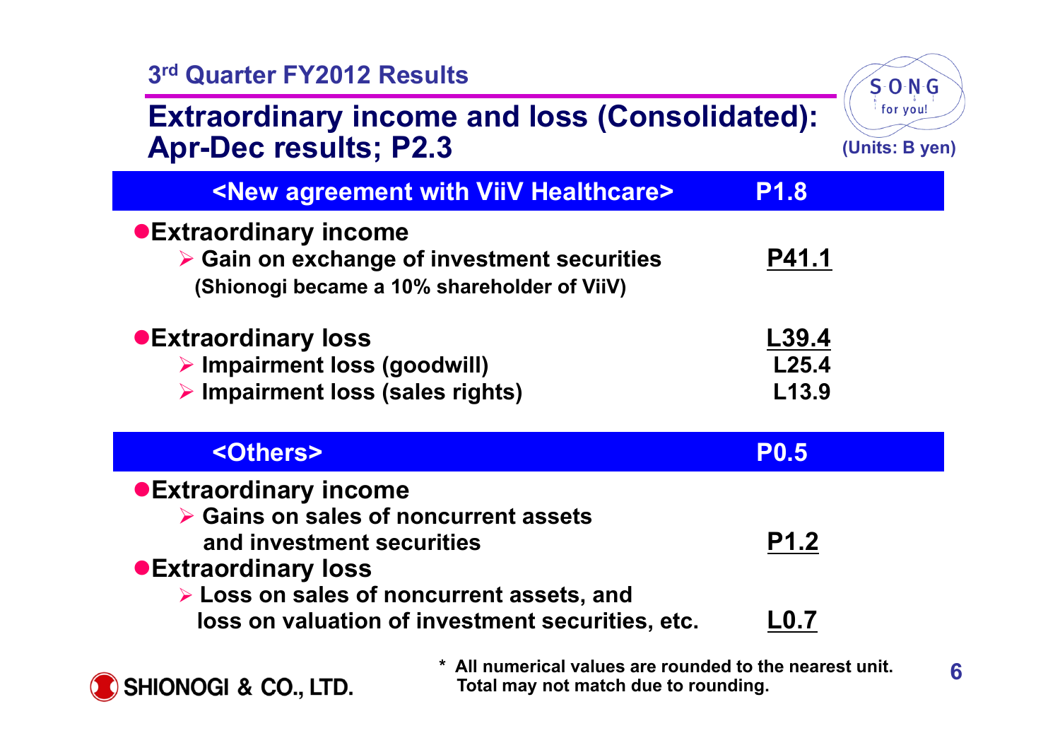3rd Quarter FY2012 Results

# Extraordinary income and loss (Consolidated): Apr-Dec results; P2.3

(Units: B yen)

| <New agreement with ViiV Healthcare> | P1.8 |
|---|---|
| ●**Extraordinary income** | |
| ➢ Gain on exchange of investment securities (Shionogi became a 10% shareholder of ViiV) | **P41.1** |
| ●**Extraordinary loss** | **L39.4** |
| ➢ Impairment loss (goodwill) | L25.4 |
| ➢ Impairment loss (sales rights) | L13.9 |

| <Others> | P0.5 |
|---|---|
| ●**Extraordinary income** | |
| ➢ Gains on sales of noncurrent assets and investment securities | **P1.2** |
| ●**Extraordinary loss** | |
| ➢ Loss on sales of noncurrent assets, and loss on valuation of investment securities, etc. | **L0.7** |

\* All numerical values are rounded to the nearest unit. Total may not match due to rounding.

SHIONOGI & CO., LTD.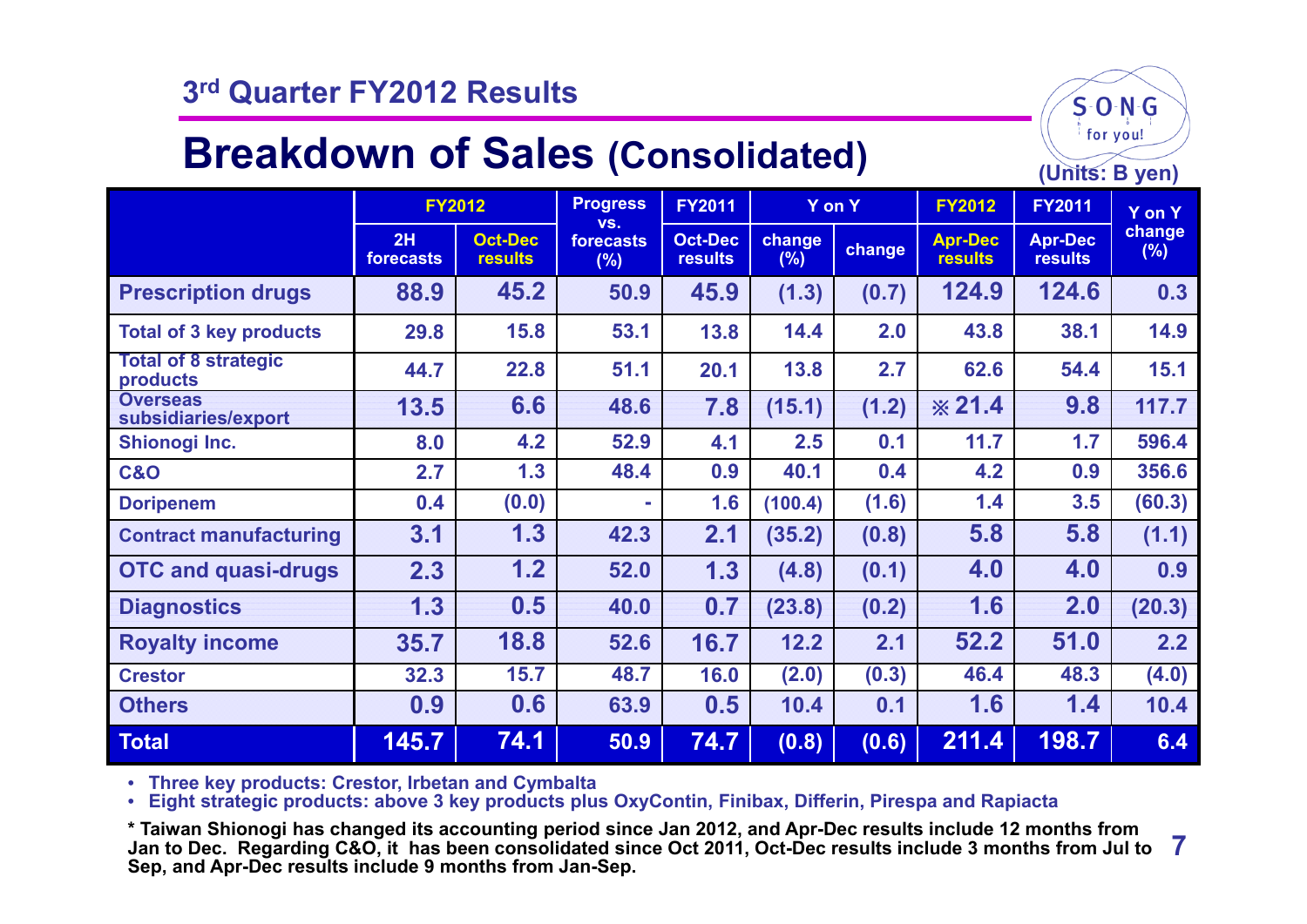## 3rd Quarter FY2012 Results

# Breakdown of Sales (Consolidated)

(Units: B yen)

| | FY2012 | | Progress vs. forecasts (%) | FY2011 | Y on Y | | FY2012 | FY2011 | Y on Y change (%) |
|---|---|---|---|---|---|---|---|---|---|
| | 2H forecasts | Oct-Dec results | | Oct-Dec results | change (%) | change | Apr-Dec results | Apr-Dec results | |
| **Prescription drugs** | 88.9 | 45.2 | 50.9 | 45.9 | (1.3) | (0.7) | 124.9 | 124.6 | 0.3 |
| Total of 3 key products | 29.8 | 15.8 | 53.1 | 13.8 | 14.4 | 2.0 | 43.8 | 38.1 | 14.9 |
| Total of 8 strategic products | 44.7 | 22.8 | 51.1 | 20.1 | 13.8 | 2.7 | 62.6 | 54.4 | 15.1 |
| Overseas subsidiaries/export | 13.5 | 6.6 | 48.6 | 7.8 | (15.1) | (1.2) | ※21.4 | 9.8 | 117.7 |
| Shionogi Inc. | 8.0 | 4.2 | 52.9 | 4.1 | 2.5 | 0.1 | 11.7 | 1.7 | 596.4 |
| C&O | 2.7 | 1.3 | 48.4 | 0.9 | 40.1 | 0.4 | 4.2 | 0.9 | 356.6 |
| Doripenem | 0.4 | (0.0) | - | 1.6 | (100.4) | (1.6) | 1.4 | 3.5 | (60.3) |
| Contract manufacturing | 3.1 | 1.3 | 42.3 | 2.1 | (35.2) | (0.8) | 5.8 | 5.8 | (1.1) |
| **OTC and quasi-drugs** | 2.3 | 1.2 | 52.0 | 1.3 | (4.8) | (0.1) | 4.0 | 4.0 | 0.9 |
| **Diagnostics** | 1.3 | 0.5 | 40.0 | 0.7 | (23.8) | (0.2) | 1.6 | 2.0 | (20.3) |
| **Royalty income** | 35.7 | 18.8 | 52.6 | 16.7 | 12.2 | 2.1 | 52.2 | 51.0 | 2.2 |
| Crestor | 32.3 | 15.7 | 48.7 | 16.0 | (2.0) | (0.3) | 46.4 | 48.3 | (4.0) |
| **Others** | 0.9 | 0.6 | 63.9 | 0.5 | 10.4 | 0.1 | 1.6 | 1.4 | 10.4 |
| **Total** | 145.7 | 74.1 | 50.9 | 74.7 | (0.8) | (0.6) | 211.4 | 198.7 | 6.4 |

- Three key products: Crestor, Irbetan and Cymbalta
- Eight strategic products: above 3 key products plus OxyContin, Finibax, Differin, Pirespa and Rapiacta

\* Taiwan Shionogi has changed its accounting period since Jan 2012, and Apr-Dec results include 12 months from Jan to Dec. Regarding C&O, it has been consolidated since Oct 2011, Oct-Dec results include 3 months from Jul to Sep, and Apr-Dec results include 9 months from Jan-Sep.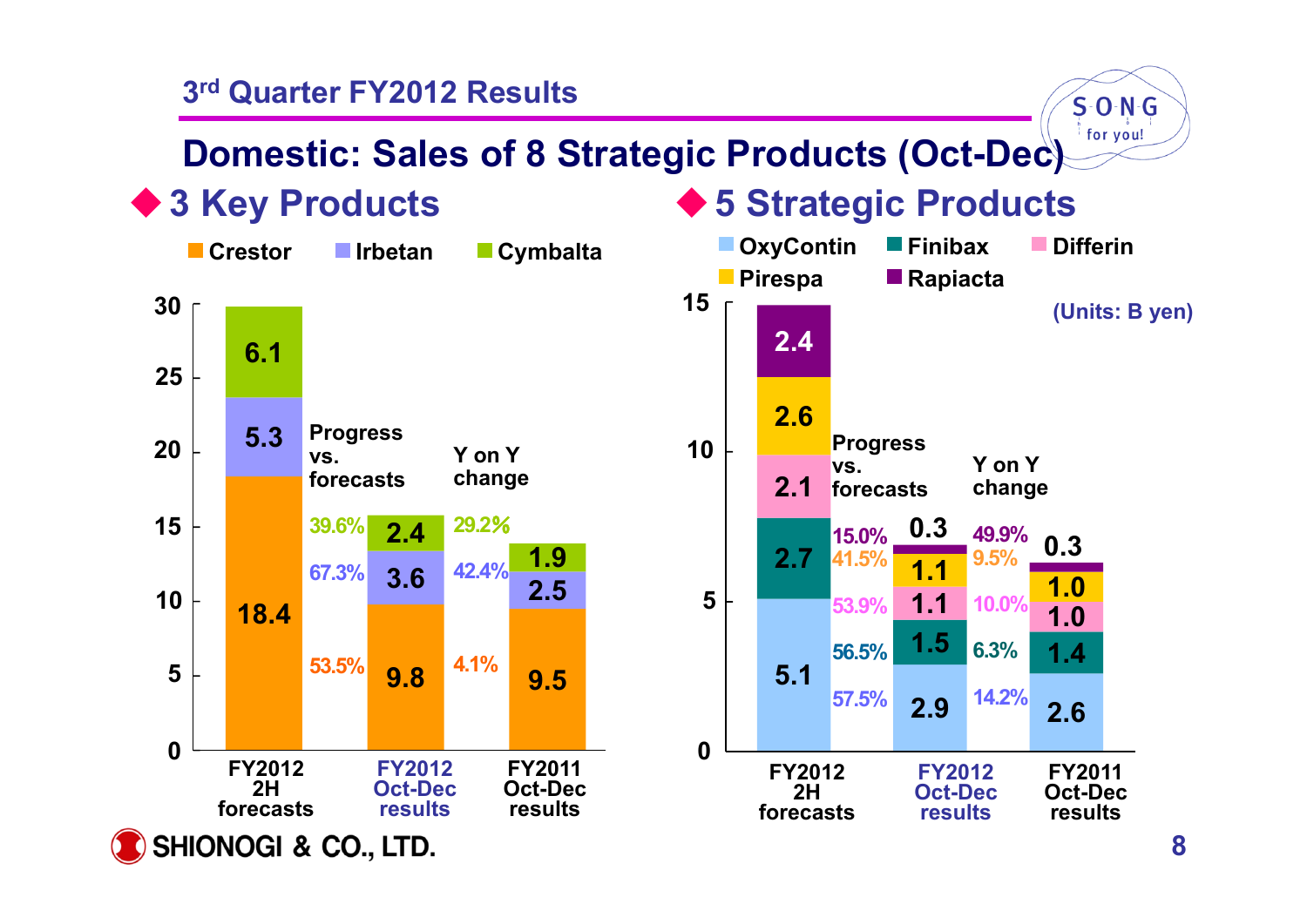3rd Quarter FY2012 Results

# Domestic: Sales of 8 Strategic Products (Oct-Dec)

## ◆ 3 Key Products

Crestor  Irbetan  Cymbalta

30
25
20
15
10
5
0

FY2012 2H forecasts: 18.4, 5.3, 6.1

Progress vs. forecasts: 53.5%, 67.3%, 39.6%

FY2012 Oct-Dec results: 9.8, 3.6, 2.4

Y on Y change: 4.1%, 42.4%, 29.2%

FY2011 Oct-Dec results: 9.5, 2.5, 1.9

## ◆ 5 Strategic Products

OxyContin  Finibax  Differin  Pirespa  Rapiacta

(Units: B yen)

15
10
5
0

FY2012 2H forecasts: 5.1, 2.7, 2.1, 2.6, 2.4

Progress vs. forecasts: 57.5%, 56.5%, 53.9%, 41.5%, 15.0%

FY2012 Oct-Dec results: 2.9, 1.5, 1.1, 1.1, 0.3

Y on Y change: 14.2%, 6.3%, 10.0%, 9.5%, 49.9%

FY2011 Oct-Dec results: 2.6, 1.4, 1.0, 1.0, 0.3

SHIONOGI & CO., LTD.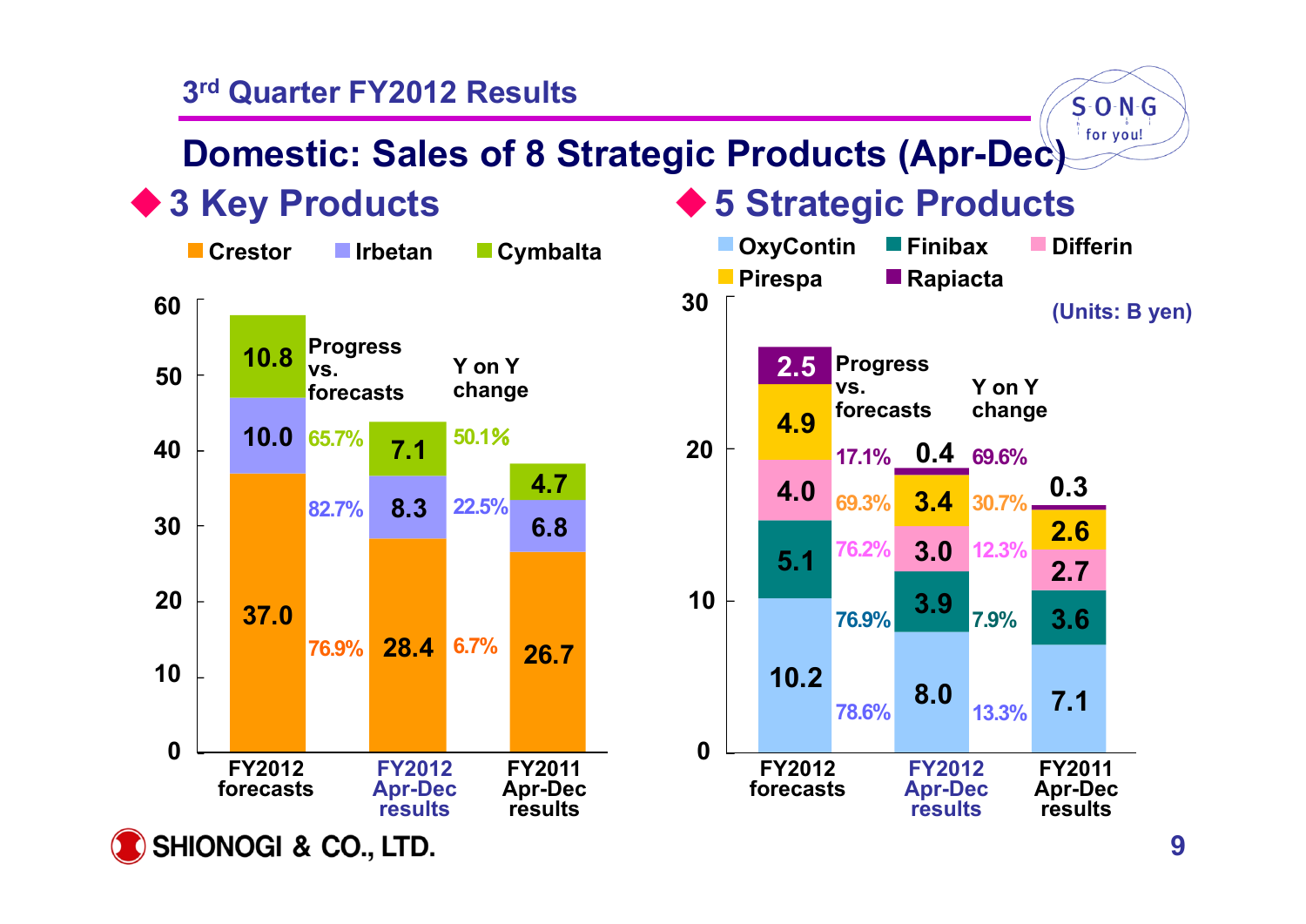## 3rd Quarter FY2012 Results

# Domestic: Sales of 8 Strategic Products (Apr-Dec)

### ◆3 Key Products

Crestor  Irbetan  Cymbalta

60
50
40
30
20
10
0

FY2012 forecasts: 37.0 / 10.0 / 10.8

Progress vs. forecasts: 76.9% / 82.7% / 65.7%

FY2012 Apr-Dec results: 28.4 / 8.3 / 7.1

Y on Y change: 6.7% / 22.5% / 50.1%

FY2011 Apr-Dec results: 26.7 / 6.8 / 4.7

### ◆5 Strategic Products

OxyContin  Finibax  Differin  Pirespa  Rapiacta

(Units: B yen)

30
20
10
0

FY2012 forecasts: 10.2 / 5.1 / 4.0 / 4.9 / 2.5

Progress vs. forecasts: 78.6% / 76.9% / 76.2% / 69.3% / 17.1%

FY2012 Apr-Dec results: 8.0 / 3.9 / 3.0 / 3.4 / 0.4

Y on Y change: 13.3% / 7.9% / 12.3% / 30.7% / 69.6%

FY2011 Apr-Dec results: 7.1 / 3.6 / 2.7 / 2.6 / 0.3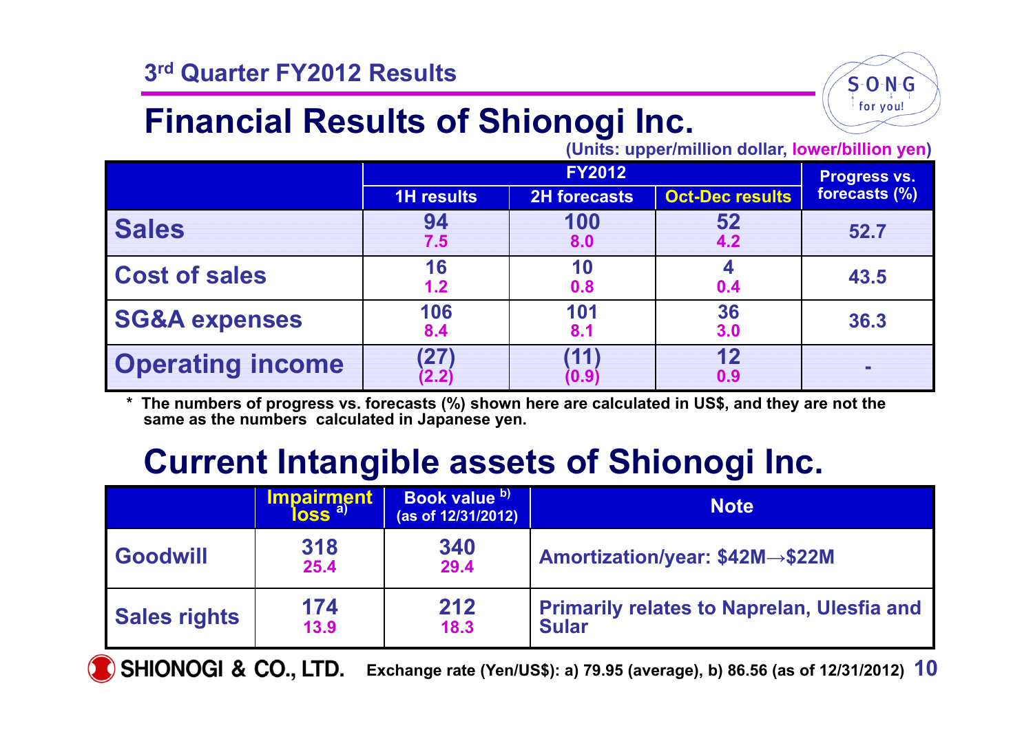3rd Quarter FY2012 Results

# Financial Results of Shionogi Inc.

(Units: upper/million dollar, lower/billion yen)

| | FY2012 | | | Progress vs. forecasts (%) |
|---|---|---|---|---|
| | 1H results | 2H forecasts | Oct-Dec results | |
| Sales | 94<br>7.5 | 100<br>8.0 | 52<br>4.2 | 52.7 |
| Cost of sales | 16<br>1.2 | 10<br>0.8 | 4<br>0.4 | 43.5 |
| SG&A expenses | 106<br>8.4 | 101<br>8.1 | 36<br>3.0 | 36.3 |
| Operating income | (27)<br>(2.2) | (11)<br>(0.9) | 12<br>0.9 | - |

\* The numbers of progress vs. forecasts (%) shown here are calculated in US$, and they are not the same as the numbers calculated in Japanese yen.

# Current Intangible assets of Shionogi Inc.

| | Impairment loss a) | Book value b) (as of 12/31/2012) | Note |
|---|---|---|---|
| Goodwill | 318<br>25.4 | 340<br>29.4 | Amortization/year: $42M→$22M |
| Sales rights | 174<br>13.9 | 212<br>18.3 | Primarily relates to Naprelan, Ulesfia and Sular |

SHIONOGI & CO., LTD. Exchange rate (Yen/US$): a) 79.95 (average), b) 86.56 (as of 12/31/2012)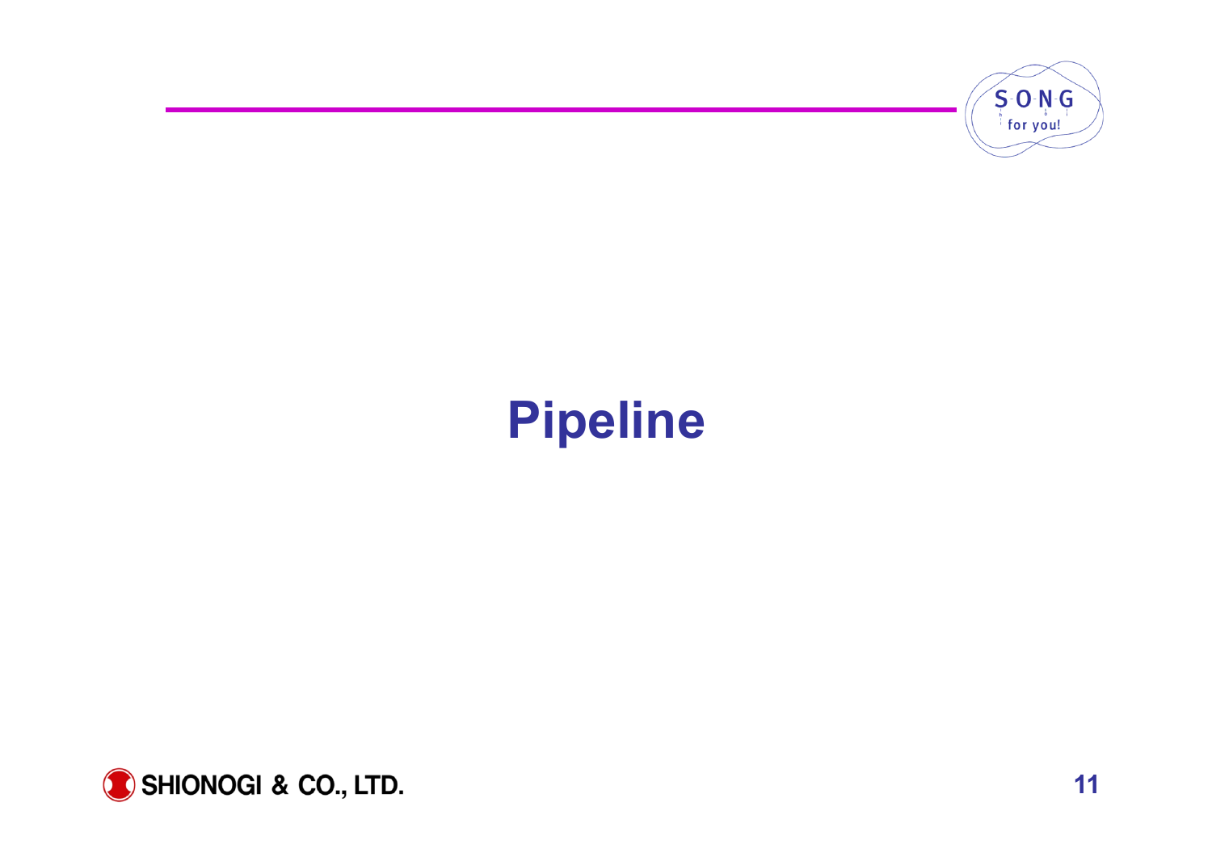# Pipeline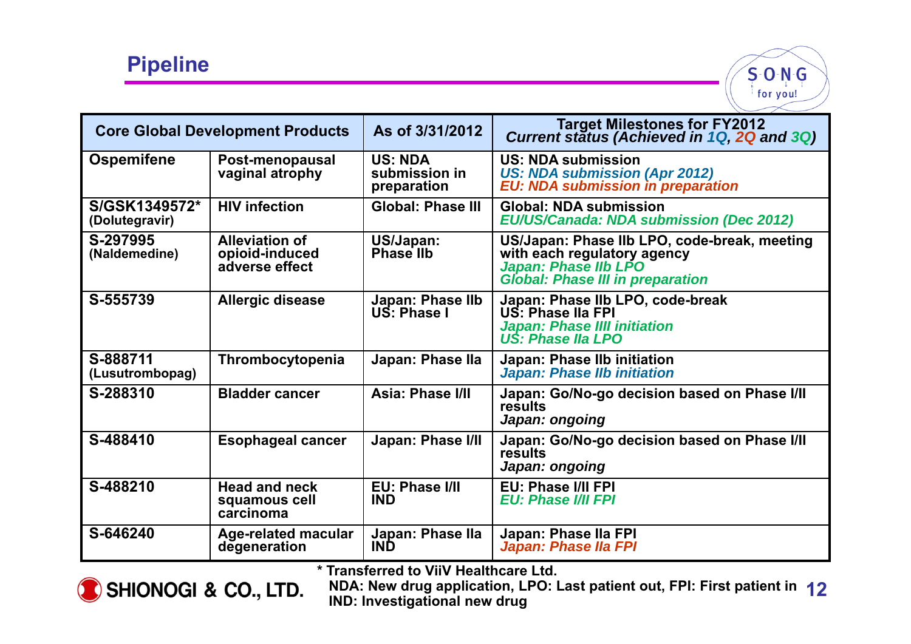## Pipeline

| Core Global Development Products | | As of 3/31/2012 | Target Milestones for FY2012 *Current status (Achieved in 1Q, 2Q and 3Q)* |
|---|---|---|---|
| **Ospemifene** | Post-menopausal vaginal atrophy | US: NDA submission in preparation | US: NDA submission<br>*US: NDA submission (Apr 2012)*<br>*EU: NDA submission in preparation* |
| **S/GSK1349572*** (Dolutegravir) | HIV infection | Global: Phase III | Global: NDA submission<br>*EU/US/Canada: NDA submission (Dec 2012)* |
| **S-297995** (Naldemedine) | Alleviation of opioid-induced adverse effect | US/Japan: Phase IIb | US/Japan: Phase IIb LPO, code-break, meeting with each regulatory agency<br>*Japan: Phase IIb LPO*<br>*Global: Phase III in preparation* |
| **S-555739** | Allergic disease | Japan: Phase IIb<br>US: Phase I | Japan: Phase IIb LPO, code-break<br>US: Phase IIa FPI<br>*Japan: Phase IIII initiation*<br>*US: Phase IIa LPO* |
| **S-888711** (Lusutrombopag) | Thrombocytopenia | Japan: Phase IIa | Japan: Phase IIb initiation<br>*Japan: Phase IIb initiation* |
| **S-288310** | Bladder cancer | Asia: Phase I/II | Japan: Go/No-go decision based on Phase I/II results<br>*Japan: ongoing* |
| **S-488410** | Esophageal cancer | Japan: Phase I/II | Japan: Go/No-go decision based on Phase I/II results<br>*Japan: ongoing* |
| **S-488210** | Head and neck squamous cell carcinoma | EU: Phase I/II IND | EU: Phase I/II FPI<br>*EU: Phase I/II FPI* |
| **S-646240** | Age-related macular degeneration | Japan: Phase IIa IND | Japan: Phase IIa FPI<br>*Japan: Phase IIa FPI* |

\* Transferred to ViiV Healthcare Ltd.

NDA: New drug application, LPO: Last patient out, FPI: First patient in
IND: Investigational new drug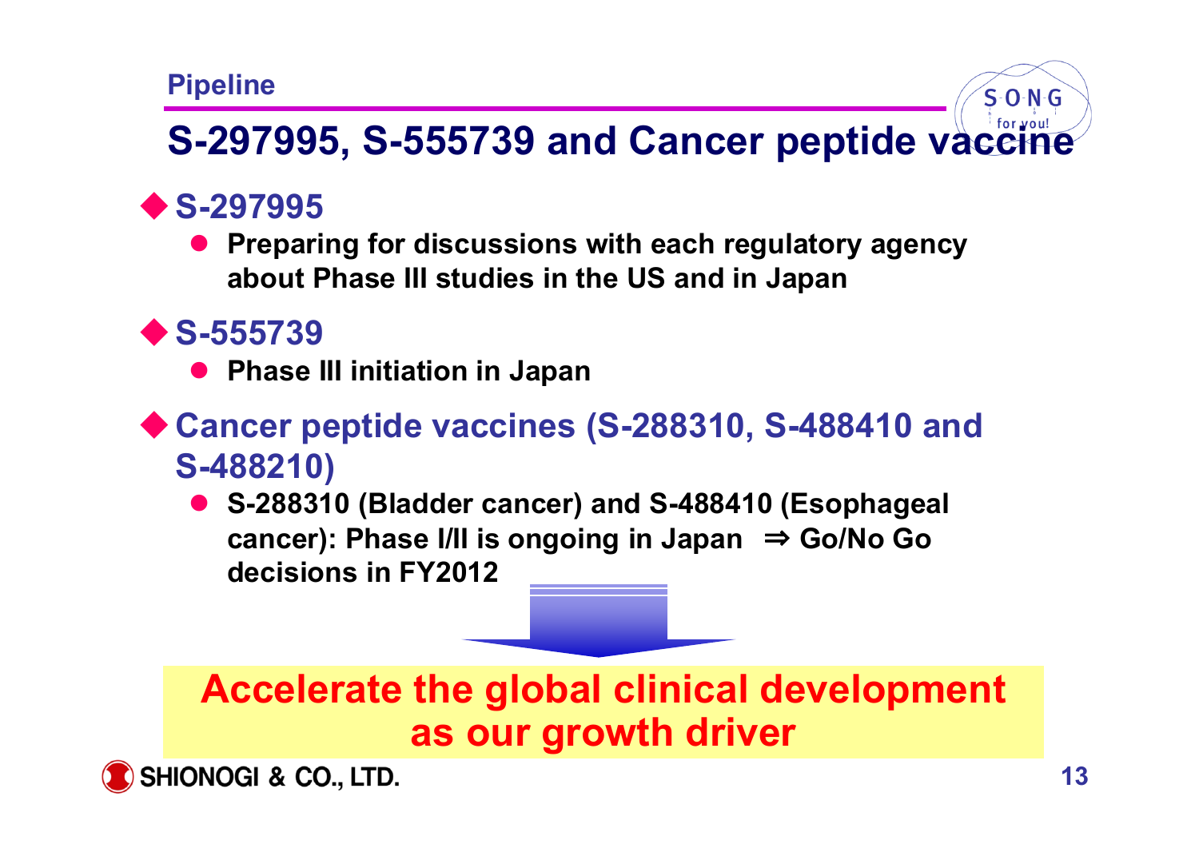Pipeline

# S-297995, S-555739 and Cancer peptide vaccine

## S-297995

- **Preparing for discussions with each regulatory agency about Phase III studies in the US and in Japan**

## S-555739

- **Phase III initiation in Japan**

## Cancer peptide vaccines (S-288310, S-488410 and S-488210)

- **S-288310 (Bladder cancer) and S-488410 (Esophageal cancer): Phase I/II is ongoing in Japan ⇒ Go/No Go decisions in FY2012**

**Accelerate the global clinical development as our growth driver**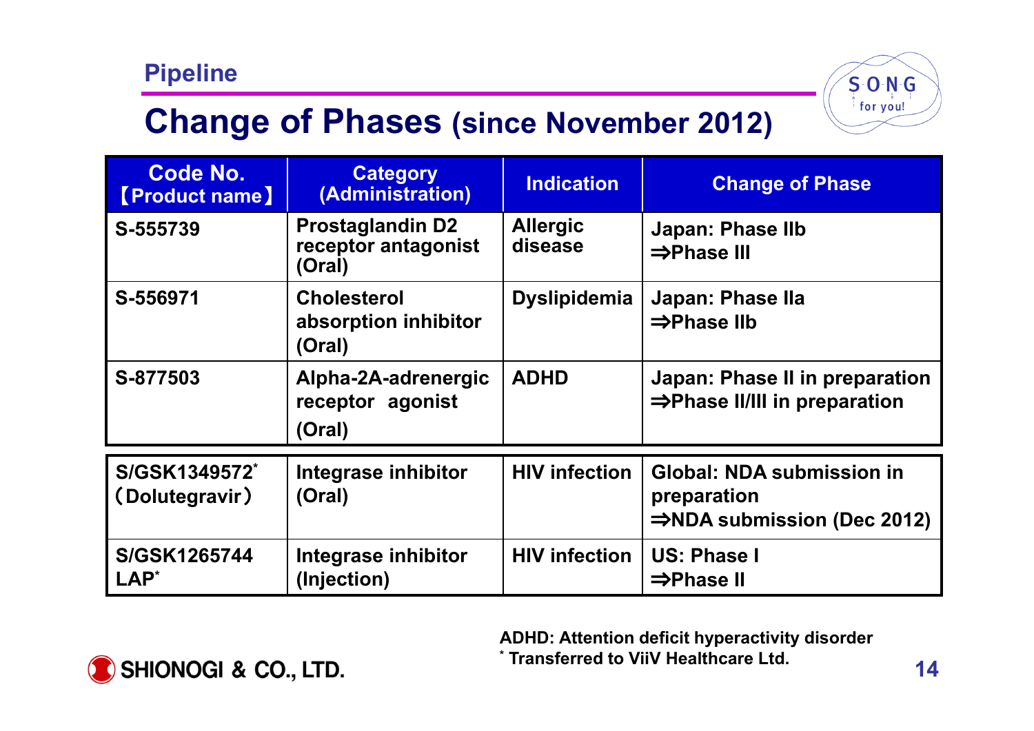## Pipeline

# Change of Phases (since November 2012)

| Code No. 【Product name】 | Category (Administration) | Indication | Change of Phase |
|---|---|---|---|
| S-555739 | Prostaglandin D2 receptor antagonist (Oral) | Allergic disease | Japan: Phase IIb ⇒Phase III |
| S-556971 | Cholesterol absorption inhibitor (Oral) | Dyslipidemia | Japan: Phase IIa ⇒Phase IIb |
| S-877503 | Alpha-2A-adrenergic receptor agonist (Oral) | ADHD | Japan: Phase II in preparation ⇒Phase II/III in preparation |
| S/GSK1349572* (Dolutegravir) | Integrase inhibitor (Oral) | HIV infection | Global: NDA submission in preparation ⇒NDA submission (Dec 2012) |
| S/GSK1265744 LAP* | Integrase inhibitor (Injection) | HIV infection | US: Phase I ⇒Phase II |

ADHD: Attention deficit hyperactivity disorder

* Transferred to ViiV Healthcare Ltd.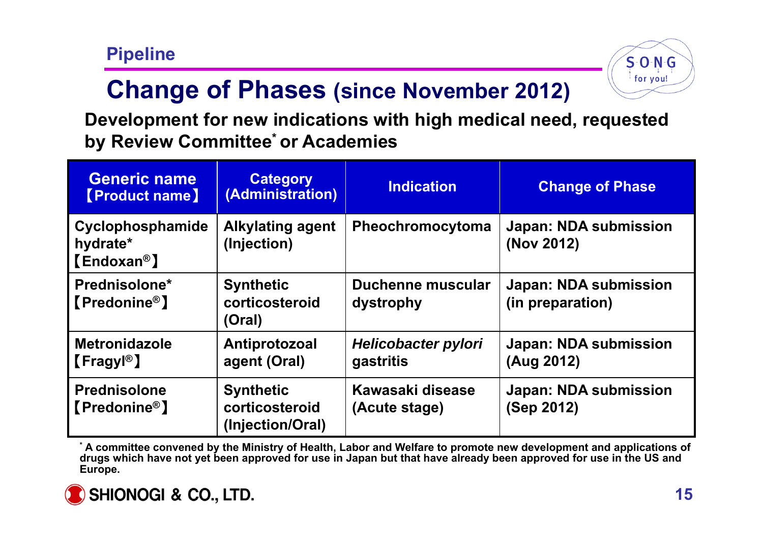## Pipeline

# Change of Phases (since November 2012)

**Development for new indications with high medical need, requested by Review Committee* or Academies**

| Generic name 【Product name】 | Category (Administration) | Indication | Change of Phase |
|---|---|---|---|
| Cyclophosphamide hydrate* 【Endoxan®】 | Alkylating agent (Injection) | Pheochromocytoma | Japan: NDA submission (Nov 2012) |
| Prednisolone* 【Predonine®】 | Synthetic corticosteroid (Oral) | Duchenne muscular dystrophy | Japan: NDA submission (in preparation) |
| Metronidazole 【Fragyl®】 | Antiprotozoal agent (Oral) | *Helicobacter pylori* gastritis | Japan: NDA submission (Aug 2012) |
| Prednisolone 【Predonine®】 | Synthetic corticosteroid (Injection/Oral) | Kawasaki disease (Acute stage) | Japan: NDA submission (Sep 2012) |

* A committee convened by the Ministry of Health, Labor and Welfare to promote new development and applications of drugs which have not yet been approved for use in Japan but that have already been approved for use in the US and Europe.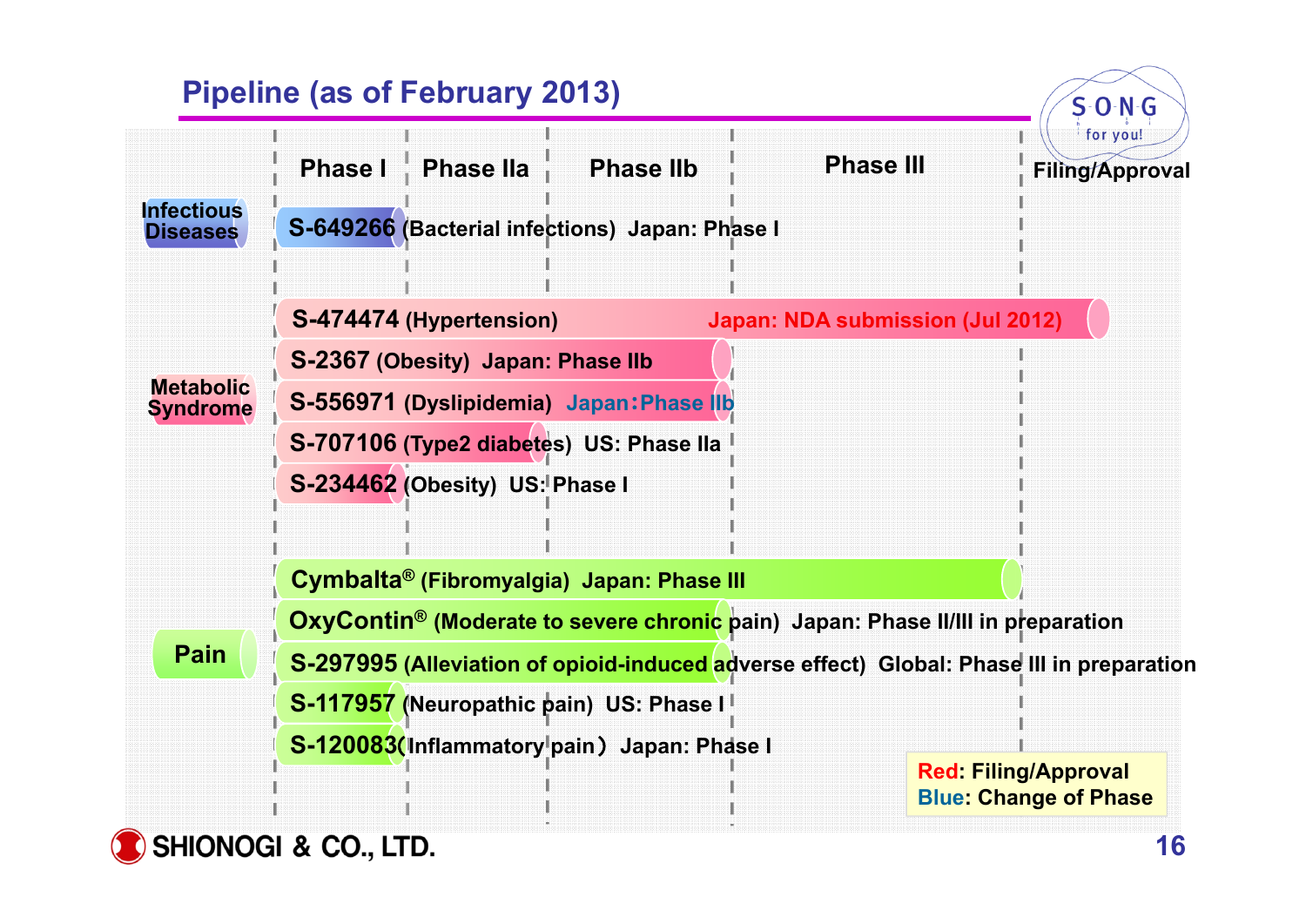## Pipeline (as of February 2013)

SONG for you!

Phase I | Phase IIa | Phase IIb | Phase III | Filing/Approval

**Infectious Diseases**

- **S-649266** (Bacterial infections) Japan: Phase I

**Metabolic Syndrome**

- **S-474474** (Hypertension) Japan: NDA submission (Jul 2012)
- **S-2367** (Obesity) Japan: Phase IIb
- **S-556971** (Dyslipidemia) Japan：Phase IIb
- **S-707106** (Type2 diabetes) US: Phase IIa
- **S-234462** (Obesity) US: Phase I

**Pain**

- **Cymbalta®** (Fibromyalgia) Japan: Phase III
- **OxyContin®** (Moderate to severe chronic pain) Japan: Phase II/III in preparation
- **S-297995** (Alleviation of opioid-induced adverse effect) Global: Phase III in preparation
- **S-117957** (Neuropathic pain) US: Phase I
- **S-120083**（Inflammatory pain） Japan: Phase I

Red: Filing/Approval
Blue: Change of Phase

SHIONOGI & CO., LTD.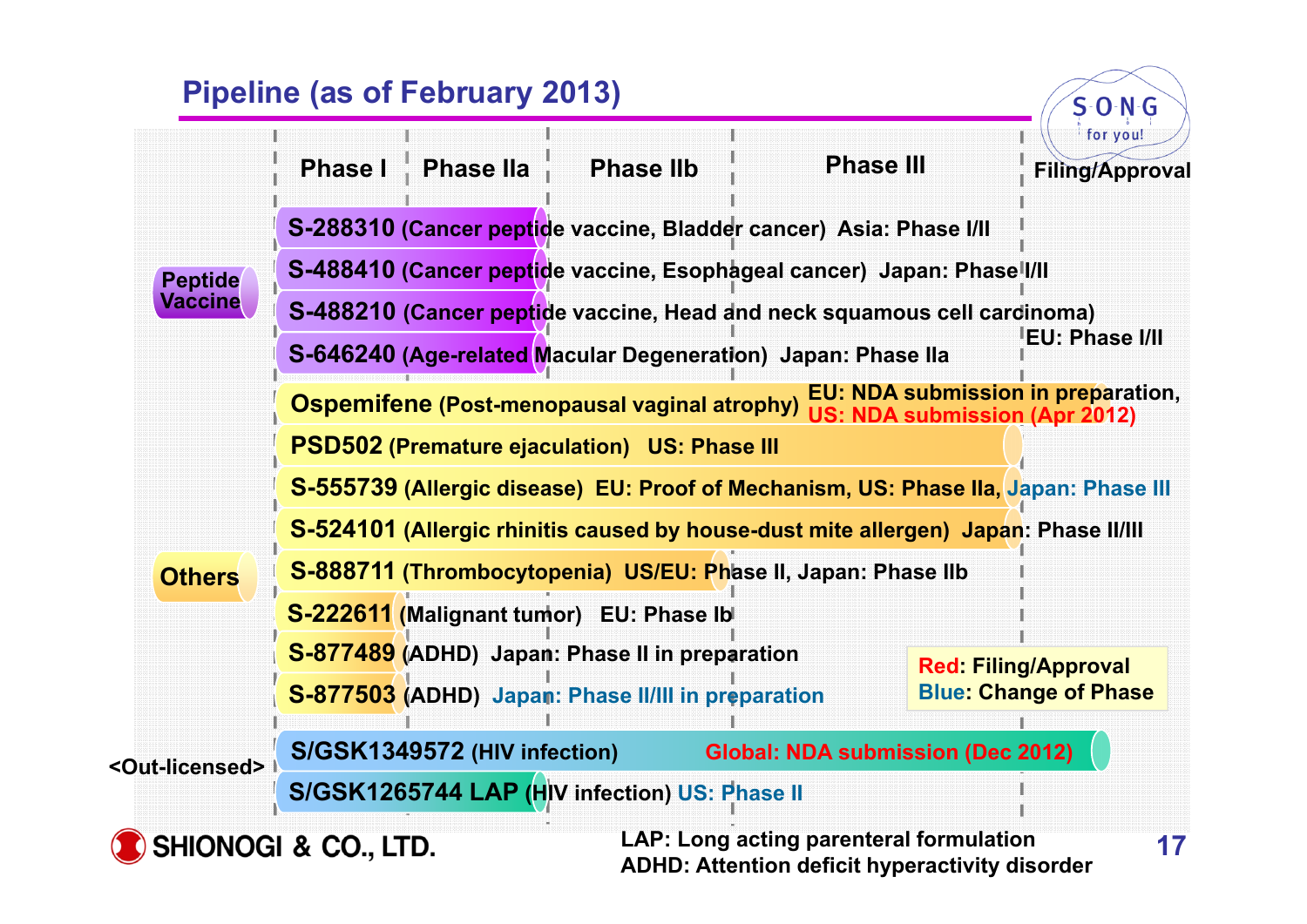## Pipeline (as of February 2013)

SONG for you!

Phase I | Phase IIa | Phase IIb | Phase III | Filing/Approval

**Peptide Vaccine**

- **S-288310** (Cancer peptide vaccine, Bladder cancer) Asia: Phase I/II
- **S-488410** (Cancer peptide vaccine, Esophageal cancer) Japan: Phase I/II
- **S-488210** (Cancer peptide vaccine, Head and neck squamous cell carcinoma) EU: Phase I/II
- **S-646240** (Age-related Macular Degeneration) Japan: Phase IIa

**Others**

- **Ospemifene** (Post-menopausal vaginal atrophy) EU: NDA submission in preparation, US: NDA submission (Apr 2012)
- **PSD502** (Premature ejaculation) US: Phase III
- **S-555739** (Allergic disease) EU: Proof of Mechanism, US: Phase IIa, Japan: Phase III
- **S-524101** (Allergic rhinitis caused by house-dust mite allergen) Japan: Phase II/III
- **S-888711** (Thrombocytopenia) US/EU: Phase II, Japan: Phase IIb
- **S-222611** (Malignant tumor) EU: Phase Ib
- **S-877489** (ADHD) Japan: Phase II in preparation
- **S-877503** (ADHD) Japan: Phase II/III in preparation

**<Out-licensed>**

- **S/GSK1349572** (HIV infection) Global: NDA submission (Dec 2012)
- **S/GSK1265744 LAP** (HIV infection) US: Phase II

Red: Filing/Approval
Blue: Change of Phase

LAP: Long acting parenteral formulation
ADHD: Attention deficit hyperactivity disorder

SHIONOGI & CO., LTD.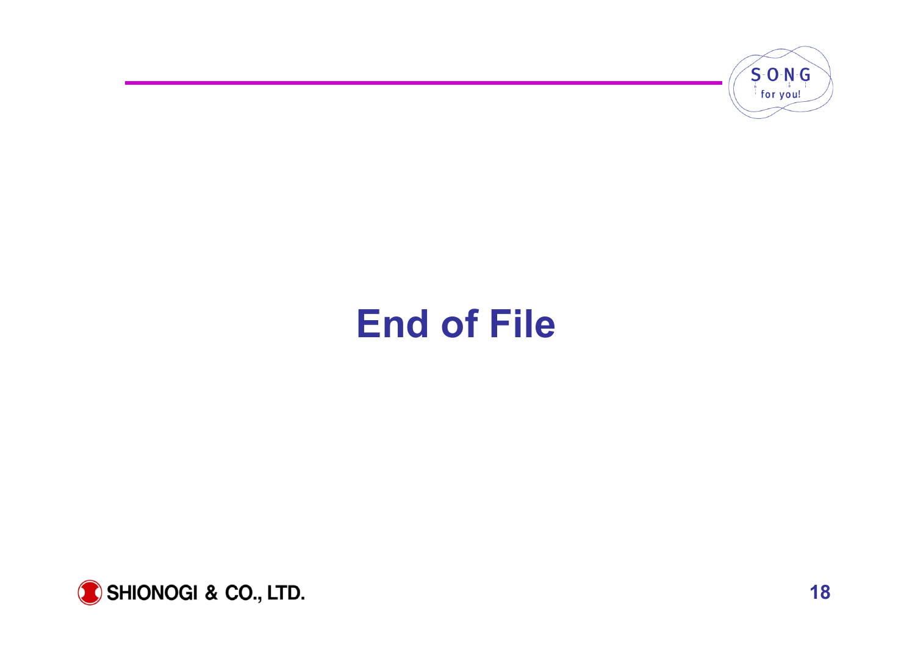# End of File